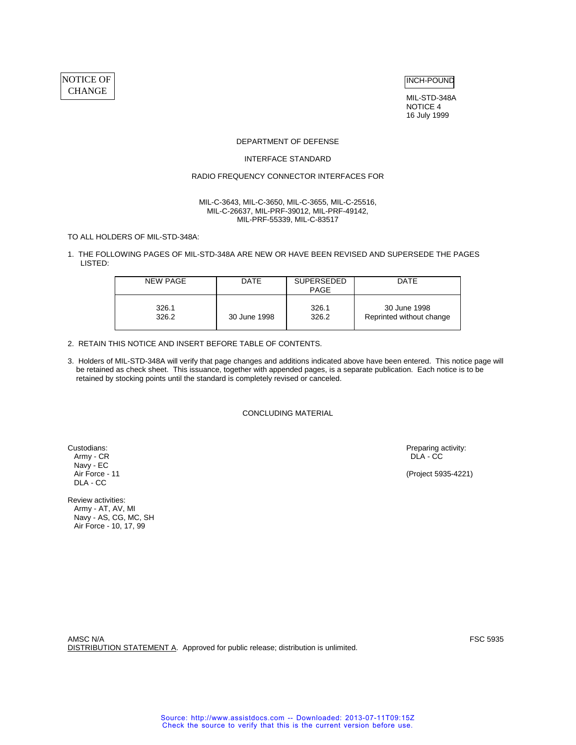NOTICE OF CHANGE

INCH-POUND

MIL-STD-348A
NOTICE 4
16 July 1999

DEPARTMENT OF DEFENSE

INTERFACE STANDARD

RADIO FREQUENCY CONNECTOR INTERFACES FOR

MIL-C-3643, MIL-C-3650, MIL-C-3655, MIL-C-25516,
MIL-C-26637, MIL-PRF-39012, MIL-PRF-49142,
MIL-PRF-55339, MIL-C-83517

TO ALL HOLDERS OF MIL-STD-348A:

1. THE FOLLOWING PAGES OF MIL-STD-348A ARE NEW OR HAVE BEEN REVISED AND SUPERSEDE THE PAGES LISTED:

| NEW PAGE | DATE | SUPERSEDED PAGE | DATE |
|---|---|---|---|
| 326.1 | | 326.1 | 30 June 1998 |
| 326.2 | 30 June 1998 | 326.2 | Reprinted without change |

2. RETAIN THIS NOTICE AND INSERT BEFORE TABLE OF CONTENTS.

3. Holders of MIL-STD-348A will verify that page changes and additions indicated above have been entered. This notice page will be retained as check sheet. This issuance, together with appended pages, is a separate publication. Each notice is to be retained by stocking points until the standard is completely revised or canceled.

CONCLUDING MATERIAL

Custodians:
Army - CR
Navy - EC
Air Force - 11
DLA - CC

Review activities:
Army - AT, AV, MI
Navy - AS, CG, MC, SH
Air Force - 10, 17, 99

Preparing activity:
DLA - CC

(Project 5935-4221)

AMSC N/A

FSC 5935

DISTRIBUTION STATEMENT A. Approved for public release; distribution is unlimited.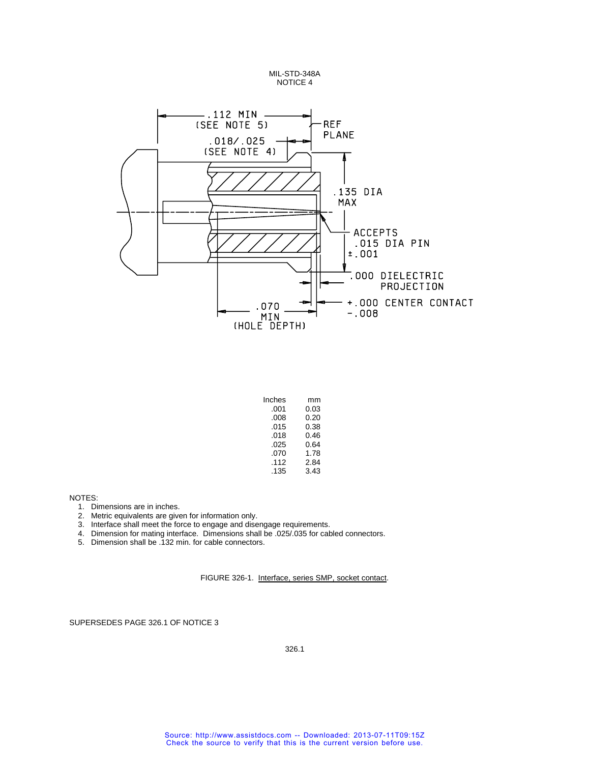| Inches | mm |
|---|---|
| .001 | 0.03 |
| .008 | 0.20 |
| .015 | 0.38 |
| .018 | 0.46 |
| .025 | 0.64 |
| .070 | 1.78 |
| .112 | 2.84 |
| .135 | 3.43 |

NOTES:

1. Dimensions are in inches.
2. Metric equivalents are given for information only.
3. Interface shall meet the force to engage and disengage requirements.
4. Dimension for mating interface. Dimensions shall be .025/.035 for cabled connectors.
5. Dimension shall be .132 min. for cable connectors.

FIGURE 326-1. Interface, series SMP, socket contact.

SUPERSEDES PAGE 326.1 OF NOTICE 3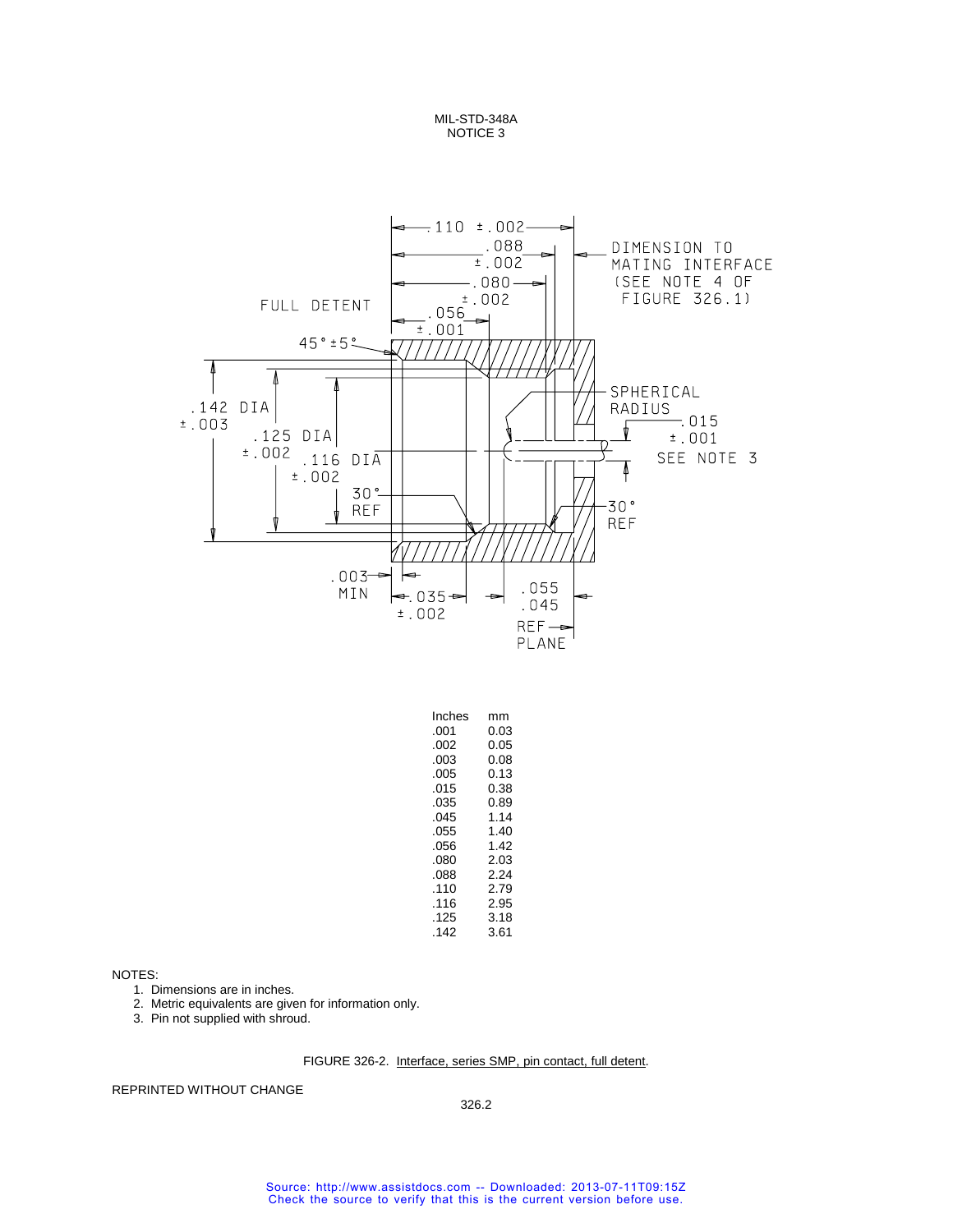FULL DETENT

.110 ±.002

.088 ±.002

.080 ±.002

.056 ±.001

DIMENSION TO MATING INTERFACE (SEE NOTE 4 OF FIGURE 326.1)

45° ±5°

.142 DIA ±.003

.125 DIA ±.002

.116 DIA ±.002

30° REF

SPHERICAL RADIUS

.015 ±.001

SEE NOTE 3

30° REF

.003 MIN

.035 ±.002

.055 .045

REF PLANE

| Inches | mm |
|---|---|
| .001 | 0.03 |
| .002 | 0.05 |
| .003 | 0.08 |
| .005 | 0.13 |
| .015 | 0.38 |
| .035 | 0.89 |
| .045 | 1.14 |
| .055 | 1.40 |
| .056 | 1.42 |
| .080 | 2.03 |
| .088 | 2.24 |
| .110 | 2.79 |
| .116 | 2.95 |
| .125 | 3.18 |
| .142 | 3.61 |

NOTES:

1. Dimensions are in inches.
2. Metric equivalents are given for information only.
3. Pin not supplied with shroud.

FIGURE 326-2. Interface, series SMP, pin contact, full detent.

REPRINTED WITHOUT CHANGE